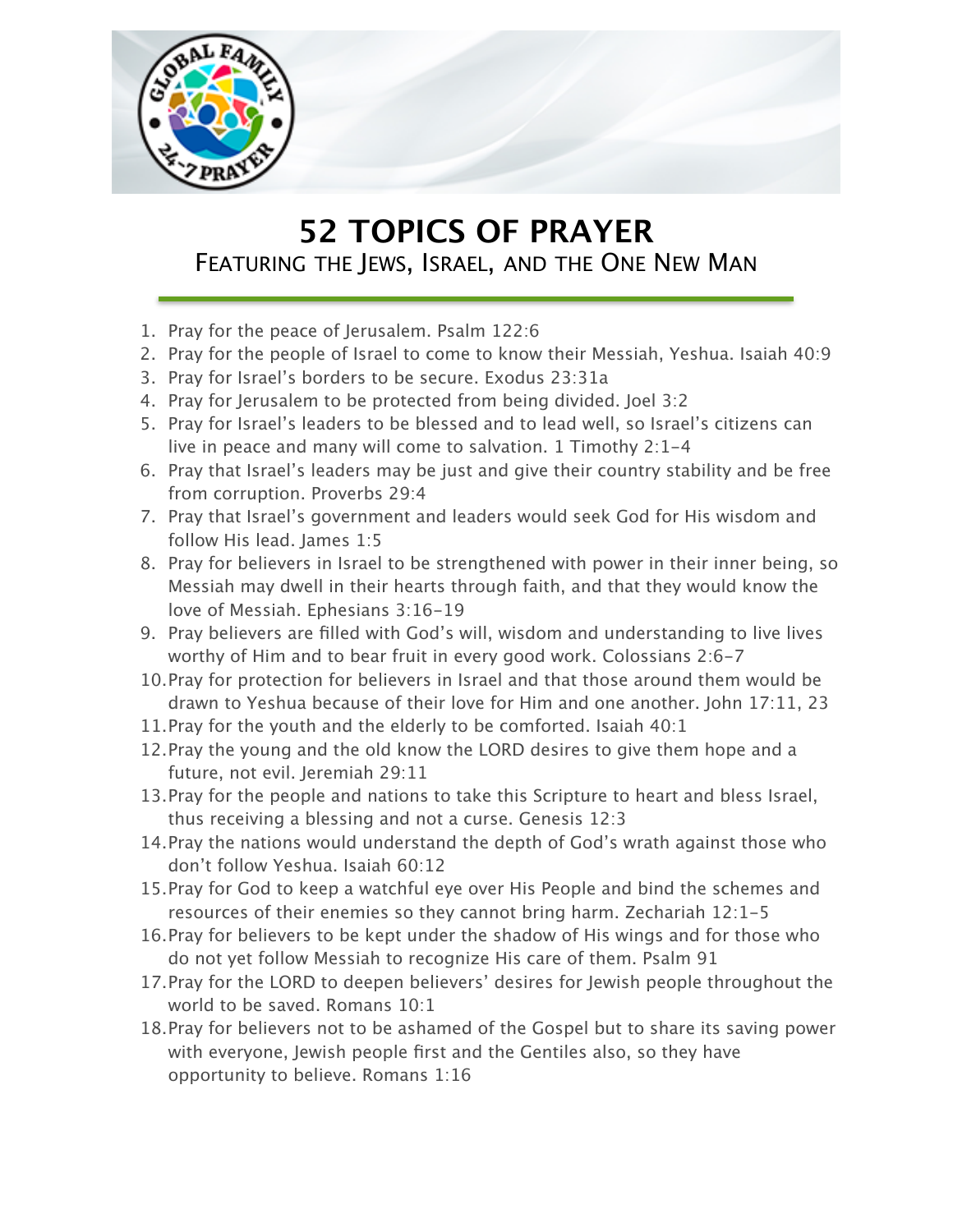# 52 TOPICS OF PRAYER

## FEATURING THE JEWS, ISRAEL, AND THE ONE NEW MAN

1. Pray for the peace of Jerusalem. Psalm 122:6
2. Pray for the people of Israel to come to know their Messiah, Yeshua. Isaiah 40:9
3. Pray for Israel's borders to be secure. Exodus 23:31a
4. Pray for Jerusalem to be protected from being divided. Joel 3:2
5. Pray for Israel's leaders to be blessed and to lead well, so Israel's citizens can live in peace and many will come to salvation. 1 Timothy 2:1-4
6. Pray that Israel's leaders may be just and give their country stability and be free from corruption. Proverbs 29:4
7. Pray that Israel's government and leaders would seek God for His wisdom and follow His lead. James 1:5
8. Pray for believers in Israel to be strengthened with power in their inner being, so Messiah may dwell in their hearts through faith, and that they would know the love of Messiah. Ephesians 3:16-19
9. Pray believers are filled with God's will, wisdom and understanding to live lives worthy of Him and to bear fruit in every good work. Colossians 2:6-7
10. Pray for protection for believers in Israel and that those around them would be drawn to Yeshua because of their love for Him and one another. John 17:11, 23
11. Pray for the youth and the elderly to be comforted. Isaiah 40:1
12. Pray the young and the old know the LORD desires to give them hope and a future, not evil. Jeremiah 29:11
13. Pray for the people and nations to take this Scripture to heart and bless Israel, thus receiving a blessing and not a curse. Genesis 12:3
14. Pray the nations would understand the depth of God's wrath against those who don't follow Yeshua. Isaiah 60:12
15. Pray for God to keep a watchful eye over His People and bind the schemes and resources of their enemies so they cannot bring harm. Zechariah 12:1-5
16. Pray for believers to be kept under the shadow of His wings and for those who do not yet follow Messiah to recognize His care of them. Psalm 91
17. Pray for the LORD to deepen believers' desires for Jewish people throughout the world to be saved. Romans 10:1
18. Pray for believers not to be ashamed of the Gospel but to share its saving power with everyone, Jewish people first and the Gentiles also, so they have opportunity to believe. Romans 1:16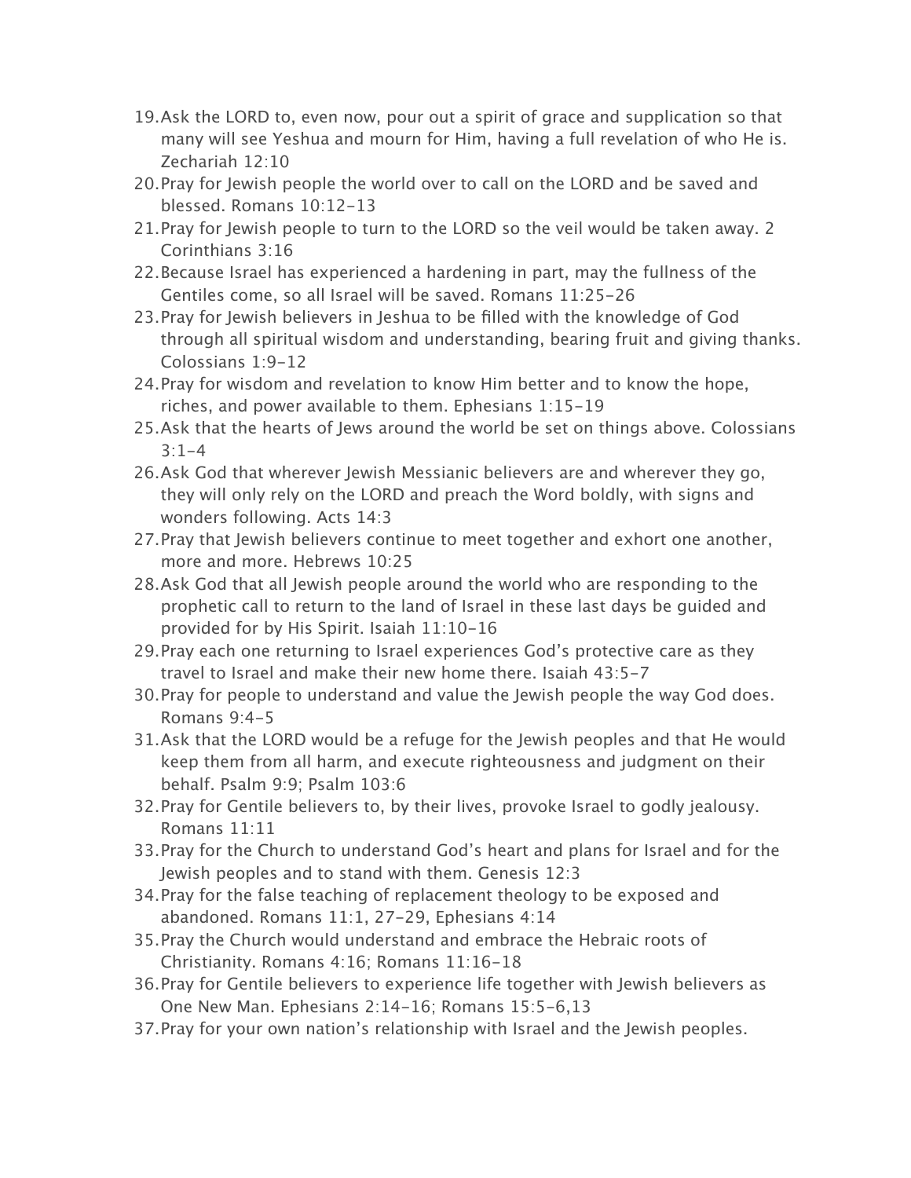19. Ask the LORD to, even now, pour out a spirit of grace and supplication so that many will see Yeshua and mourn for Him, having a full revelation of who He is. Zechariah 12:10
20. Pray for Jewish people the world over to call on the LORD and be saved and blessed. Romans 10:12-13
21. Pray for Jewish people to turn to the LORD so the veil would be taken away. 2 Corinthians 3:16
22. Because Israel has experienced a hardening in part, may the fullness of the Gentiles come, so all Israel will be saved. Romans 11:25-26
23. Pray for Jewish believers in Jeshua to be filled with the knowledge of God through all spiritual wisdom and understanding, bearing fruit and giving thanks. Colossians 1:9-12
24. Pray for wisdom and revelation to know Him better and to know the hope, riches, and power available to them. Ephesians 1:15-19
25. Ask that the hearts of Jews around the world be set on things above. Colossians 3:1-4
26. Ask God that wherever Jewish Messianic believers are and wherever they go, they will only rely on the LORD and preach the Word boldly, with signs and wonders following. Acts 14:3
27. Pray that Jewish believers continue to meet together and exhort one another, more and more. Hebrews 10:25
28. Ask God that all Jewish people around the world who are responding to the prophetic call to return to the land of Israel in these last days be guided and provided for by His Spirit. Isaiah 11:10-16
29. Pray each one returning to Israel experiences God's protective care as they travel to Israel and make their new home there. Isaiah 43:5-7
30. Pray for people to understand and value the Jewish people the way God does. Romans 9:4-5
31. Ask that the LORD would be a refuge for the Jewish peoples and that He would keep them from all harm, and execute righteousness and judgment on their behalf. Psalm 9:9; Psalm 103:6
32. Pray for Gentile believers to, by their lives, provoke Israel to godly jealousy. Romans 11:11
33. Pray for the Church to understand God's heart and plans for Israel and for the Jewish peoples and to stand with them. Genesis 12:3
34. Pray for the false teaching of replacement theology to be exposed and abandoned. Romans 11:1, 27-29, Ephesians 4:14
35. Pray the Church would understand and embrace the Hebraic roots of Christianity. Romans 4:16; Romans 11:16-18
36. Pray for Gentile believers to experience life together with Jewish believers as One New Man. Ephesians 2:14-16; Romans 15:5-6,13
37. Pray for your own nation's relationship with Israel and the Jewish peoples.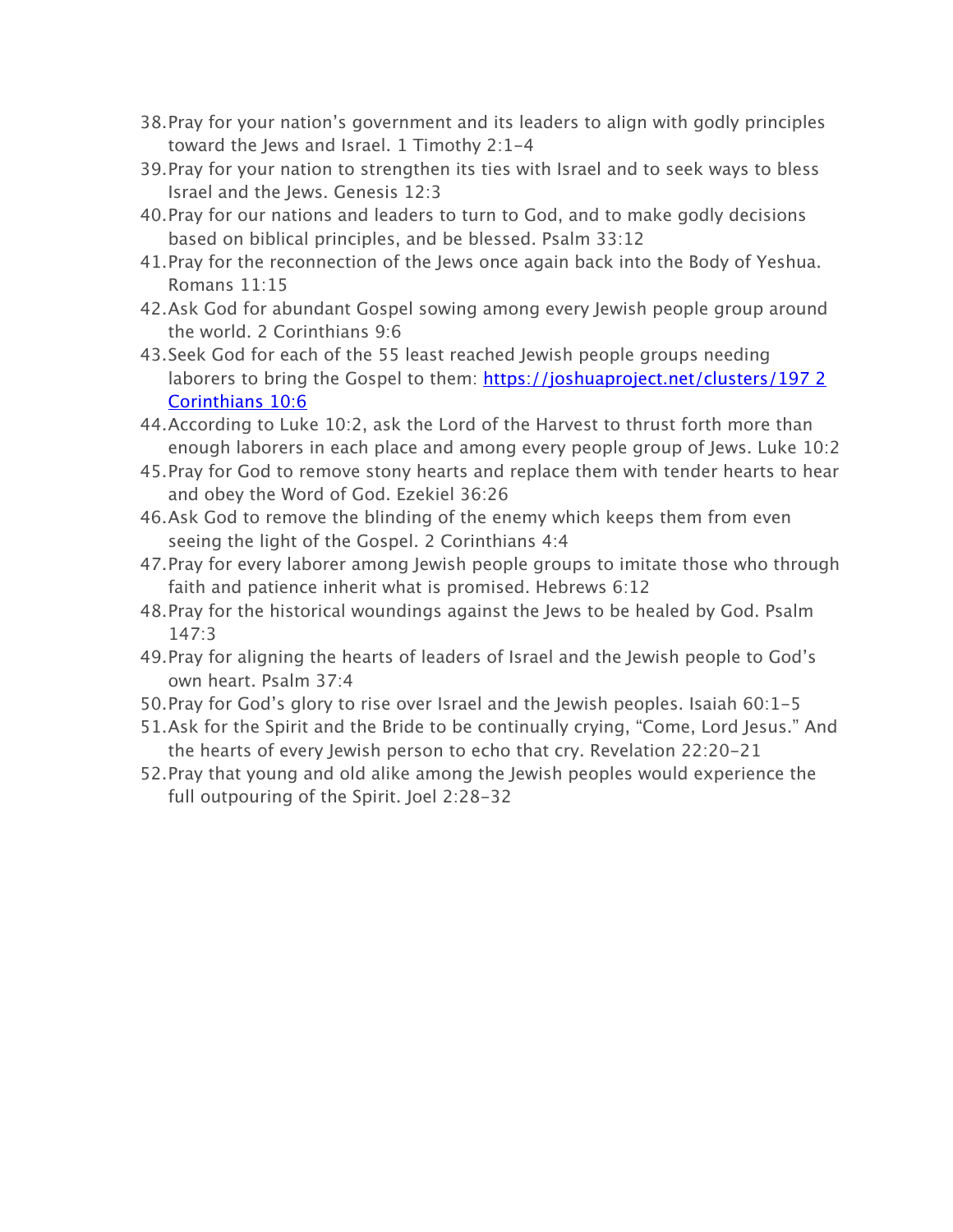38. Pray for your nation's government and its leaders to align with godly principles toward the Jews and Israel. 1 Timothy 2:1-4
39. Pray for your nation to strengthen its ties with Israel and to seek ways to bless Israel and the Jews. Genesis 12:3
40. Pray for our nations and leaders to turn to God, and to make godly decisions based on biblical principles, and be blessed. Psalm 33:12
41. Pray for the reconnection of the Jews once again back into the Body of Yeshua. Romans 11:15
42. Ask God for abundant Gospel sowing among every Jewish people group around the world. 2 Corinthians 9:6
43. Seek God for each of the 55 least reached Jewish people groups needing laborers to bring the Gospel to them: [https://joshuaproject.net/clusters/197 2 Corinthians 10:6](https://joshuaproject.net/clusters/197)
44. According to Luke 10:2, ask the Lord of the Harvest to thrust forth more than enough laborers in each place and among every people group of Jews. Luke 10:2
45. Pray for God to remove stony hearts and replace them with tender hearts to hear and obey the Word of God. Ezekiel 36:26
46. Ask God to remove the blinding of the enemy which keeps them from even seeing the light of the Gospel. 2 Corinthians 4:4
47. Pray for every laborer among Jewish people groups to imitate those who through faith and patience inherit what is promised. Hebrews 6:12
48. Pray for the historical woundings against the Jews to be healed by God. Psalm 147:3
49. Pray for aligning the hearts of leaders of Israel and the Jewish people to God's own heart. Psalm 37:4
50. Pray for God's glory to rise over Israel and the Jewish peoples. Isaiah 60:1-5
51. Ask for the Spirit and the Bride to be continually crying, "Come, Lord Jesus." And the hearts of every Jewish person to echo that cry. Revelation 22:20-21
52. Pray that young and old alike among the Jewish peoples would experience the full outpouring of the Spirit. Joel 2:28-32